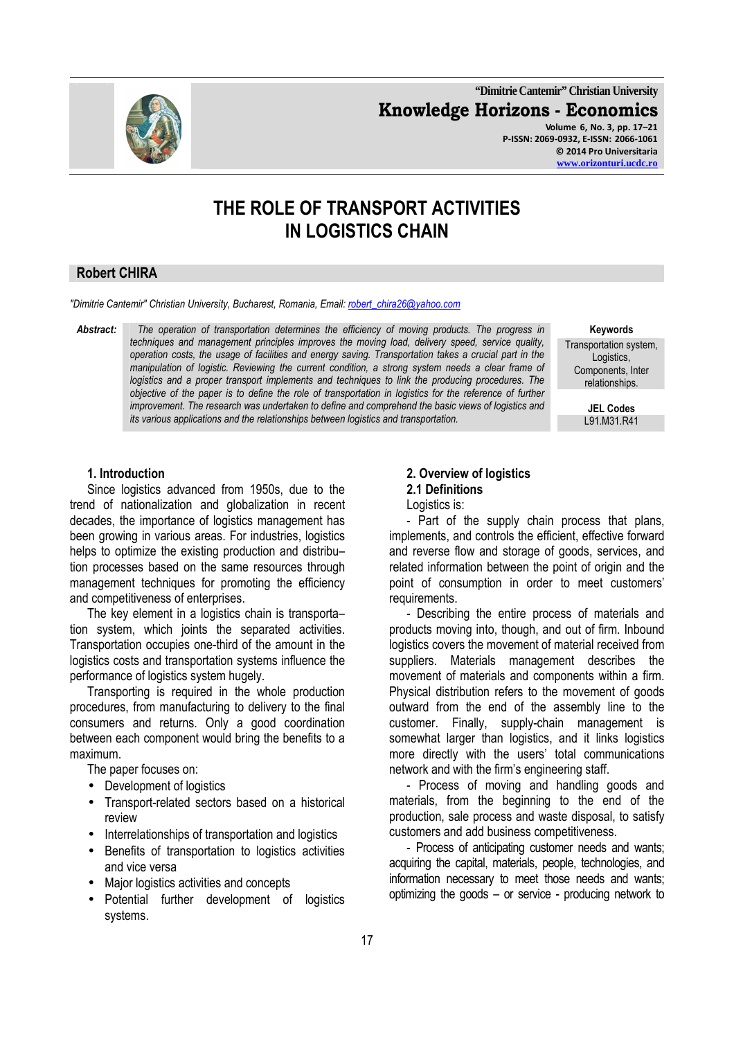# THE ROLE OF TRANSPORT ACTIVITIES IN LOGISTICS CHAIN

## Robert CHIRA

*"Dimitrie Cantemir" Christian University, Bucharest, Romania, Email: robert_chira26@yahoo.com*

**Abstract:** *The operation of transportation determines the efficiency of moving products. The progress in techniques and management principles improves the moving load, delivery speed, service quality, operation costs, the usage of facilities and energy saving. Transportation takes a crucial part in the manipulation of logistic. Reviewing the current condition, a strong system needs a clear frame of logistics and a proper transport implements and techniques to link the producing procedures. The objective of the paper is to define the role of transportation in logistics for the reference of further improvement. The research was undertaken to define and comprehend the basic views of logistics and its various applications and the relationships between logistics and transportation.*

**Keywords**
Transportation system, Logistics, Components, Inter relationships.

**JEL Codes**
L91.M31.R41

### 1. Introduction

Since logistics advanced from 1950s, due to the trend of nationalization and globalization in recent decades, the importance of logistics management has been growing in various areas. For industries, logistics helps to optimize the existing production and distribu–tion processes based on the same resources through management techniques for promoting the efficiency and competitiveness of enterprises.

The key element in a logistics chain is transporta–tion system, which joints the separated activities. Transportation occupies one-third of the amount in the logistics costs and transportation systems influence the performance of logistics system hugely.

Transporting is required in the whole production procedures, from manufacturing to delivery to the final consumers and returns. Only a good coordination between each component would bring the benefits to a maximum.

The paper focuses on:

- Development of logistics
- Transport-related sectors based on a historical review
- Interrelationships of transportation and logistics
- Benefits of transportation to logistics activities and vice versa
- Major logistics activities and concepts
- Potential further development of logistics systems.

### 2. Overview of logistics

#### 2.1 Definitions

Logistics is:

- Part of the supply chain process that plans, implements, and controls the efficient, effective forward and reverse flow and storage of goods, services, and related information between the point of origin and the point of consumption in order to meet customers' requirements.

- Describing the entire process of materials and products moving into, though, and out of firm. Inbound logistics covers the movement of material received from suppliers. Materials management describes the movement of materials and components within a firm. Physical distribution refers to the movement of goods outward from the end of the assembly line to the customer. Finally, supply-chain management is somewhat larger than logistics, and it links logistics more directly with the users' total communications network and with the firm's engineering staff.

- Process of moving and handling goods and materials, from the beginning to the end of the production, sale process and waste disposal, to satisfy customers and add business competitiveness.

- Process of anticipating customer needs and wants; acquiring the capital, materials, people, technologies, and information necessary to meet those needs and wants; optimizing the goods – or service - producing network to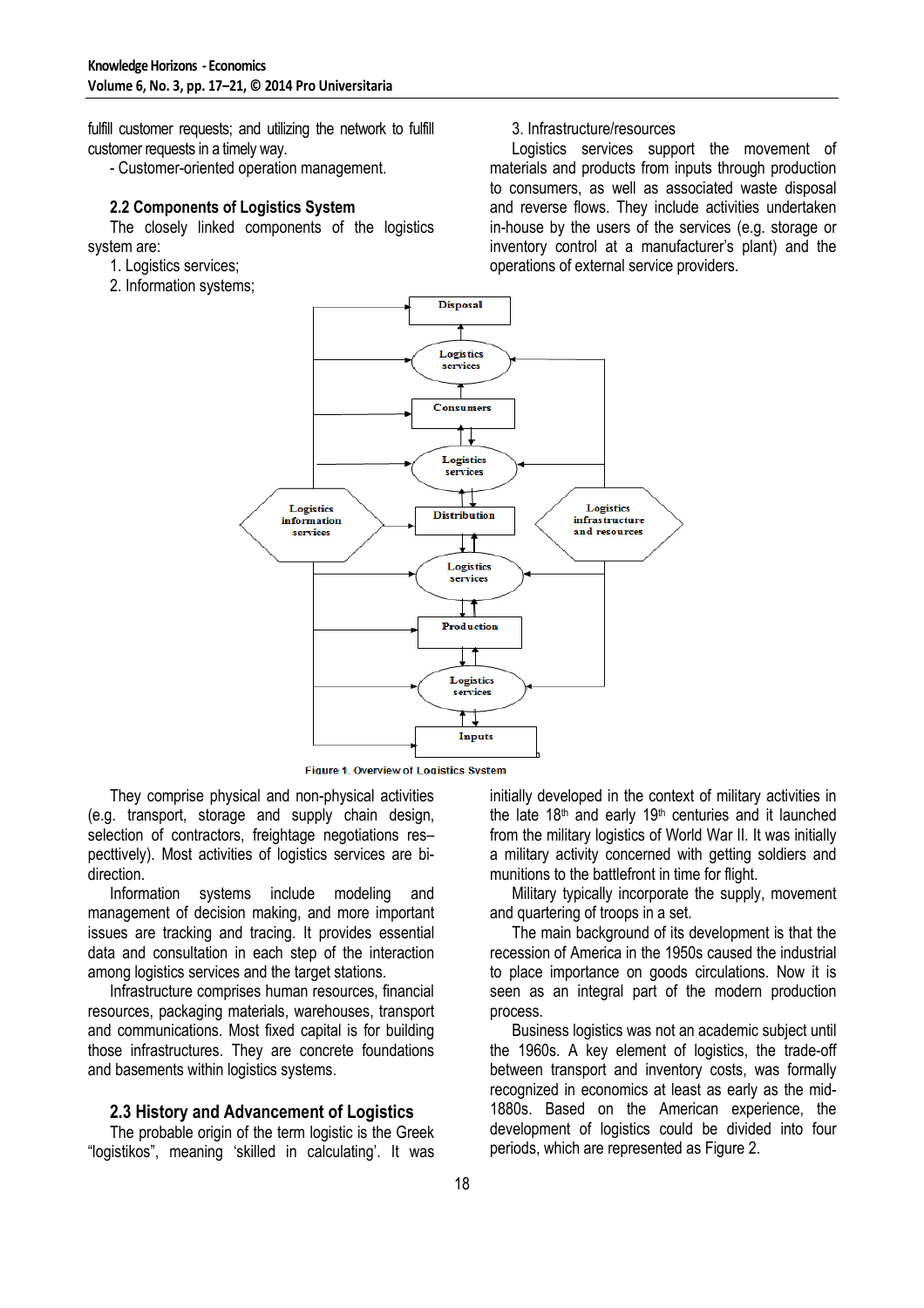fulfill customer requests; and utilizing the network to fulfill customer requests in a timely way.

- Customer-oriented operation management.

### 2.2 Components of Logistics System

The closely linked components of the logistics system are:

1. Logistics services;
2. Information systems;
3. Infrastructure/resources

Logistics services support the movement of materials and products from inputs through production to consumers, as well as associated waste disposal and reverse flows. They include activities undertaken in-house by the users of the services (e.g. storage or inventory control at a manufacturer's plant) and the operations of external service providers.

Figure 1. Overview of Logistics System

They comprise physical and non-physical activities (e.g. transport, storage and supply chain design, selection of contractors, freightage negotiations res–pecttively). Most activities of logistics services are bi-direction.

Information systems include modeling and management of decision making, and more important issues are tracking and tracing. It provides essential data and consultation in each step of the interaction among logistics services and the target stations.

Infrastructure comprises human resources, financial resources, packaging materials, warehouses, transport and communications. Most fixed capital is for building those infrastructures. They are concrete foundations and basements within logistics systems.

### 2.3 History and Advancement of Logistics

The probable origin of the term logistic is the Greek "logistikos", meaning 'skilled in calculating'. It was initially developed in the context of military activities in the late 18th and early 19th centuries and it launched from the military logistics of World War II. It was initially a military activity concerned with getting soldiers and munitions to the battlefront in time for flight.

Military typically incorporate the supply, movement and quartering of troops in a set.

The main background of its development is that the recession of America in the 1950s caused the industrial to place importance on goods circulations. Now it is seen as an integral part of the modern production process.

Business logistics was not an academic subject until the 1960s. A key element of logistics, the trade-off between transport and inventory costs, was formally recognized in economics at least as early as the mid-1880s. Based on the American experience, the development of logistics could be divided into four periods, which are represented as Figure 2.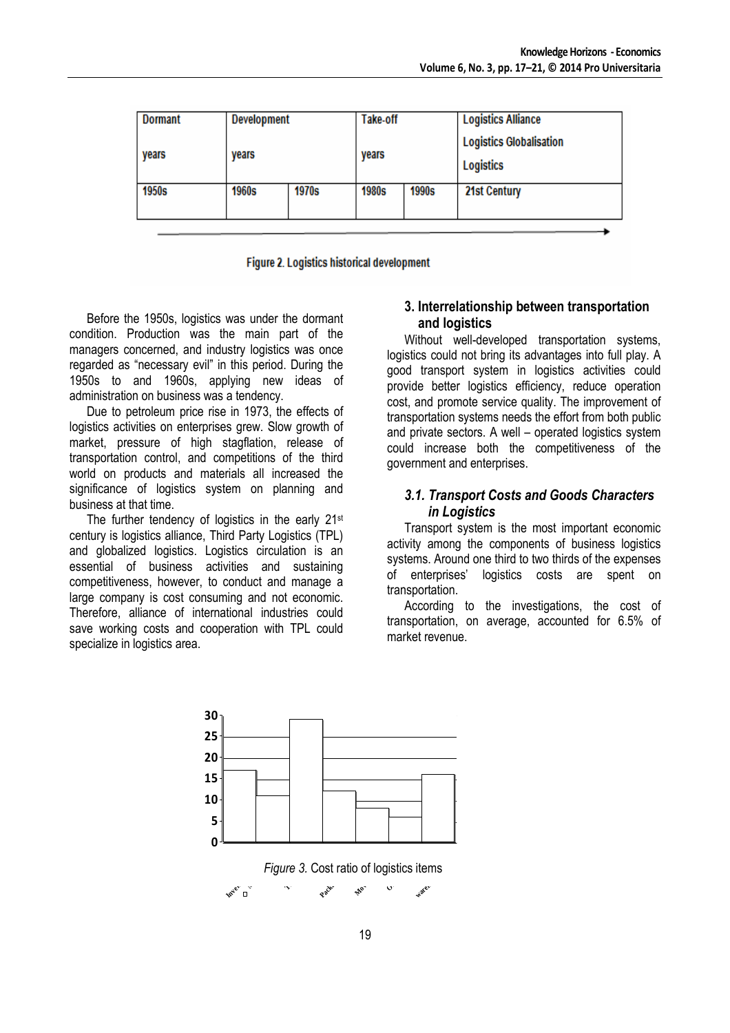| Dormant years | Development years | | Take-off years | | Logistics Alliance<br>Logistics Globalisation<br>Logistics |
|---|---|---|---|---|---|
| 1950s | 1960s | 1970s | 1980s | 1990s | 21st Century |

Figure 2. Logistics historical development

Before the 1950s, logistics was under the dormant condition. Production was the main part of the managers concerned, and industry logistics was once regarded as "necessary evil" in this period. During the 1950s to and 1960s, applying new ideas of administration on business was a tendency.

Due to petroleum price rise in 1973, the effects of logistics activities on enterprises grew. Slow growth of market, pressure of high stagflation, release of transportation control, and competitions of the third world on products and materials all increased the significance of logistics system on planning and business at that time.

The further tendency of logistics in the early 21st century is logistics alliance, Third Party Logistics (TPL) and globalized logistics. Logistics circulation is an essential of business activities and sustaining competitiveness, however, to conduct and manage a large company is cost consuming and not economic. Therefore, alliance of international industries could save working costs and cooperation with TPL could specialize in logistics area.

## 3. Interrelationship between transportation and logistics

Without well-developed transportation systems, logistics could not bring its advantages into full play. A good transport system in logistics activities could provide better logistics efficiency, reduce operation cost, and promote service quality. The improvement of transportation systems needs the effort from both public and private sectors. A well – operated logistics system could increase both the competitiveness of the government and enterprises.

### *3.1. Transport Costs and Goods Characters in Logistics*

Transport system is the most important economic activity among the components of business logistics systems. Around one third to two thirds of the expenses of enterprises' logistics costs are spent on transportation.

According to the investigations, the cost of transportation, on average, accounted for 6.5% of market revenue.

*Figure 3.* Cost ratio of logistics items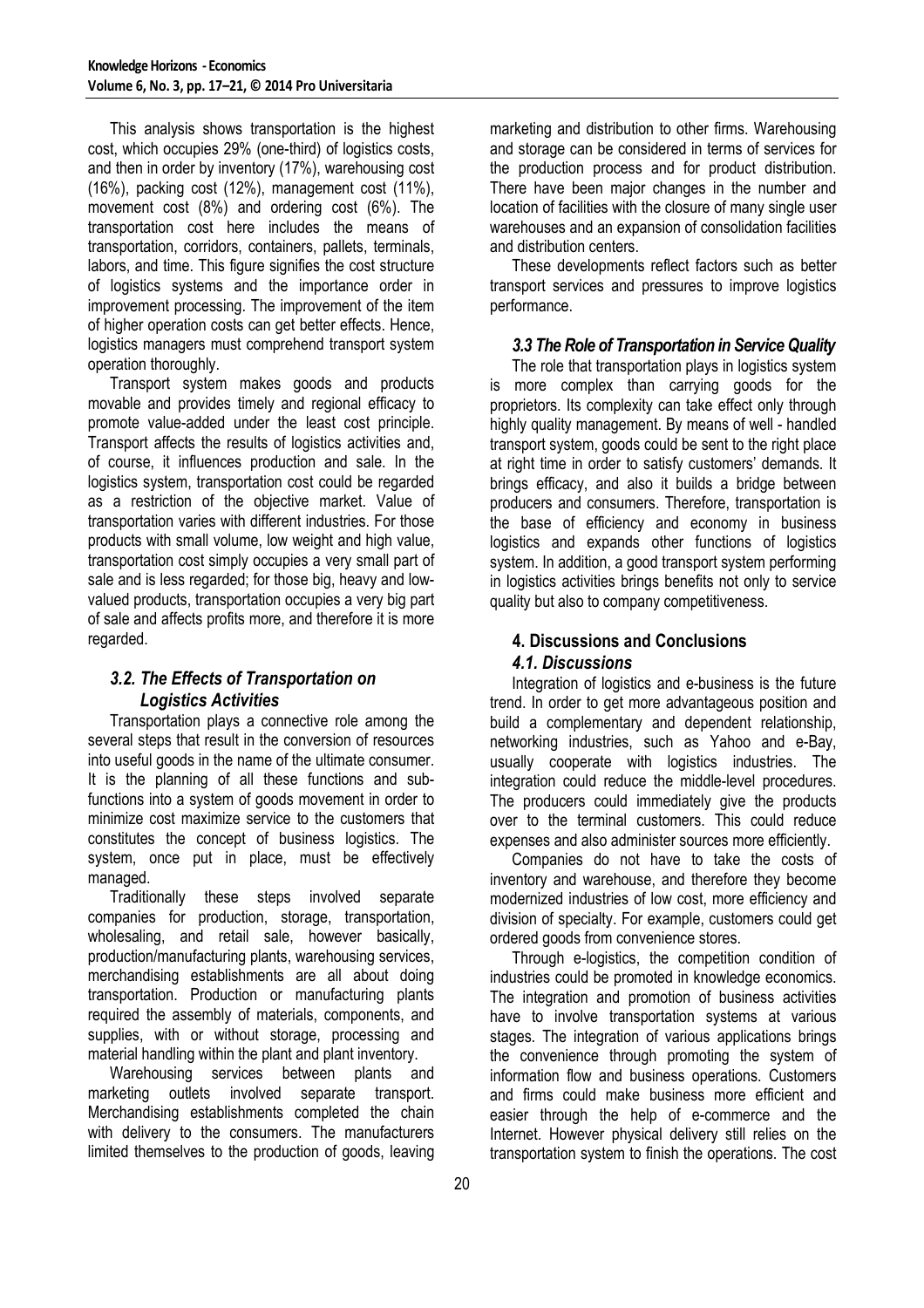This analysis shows transportation is the highest cost, which occupies 29% (one-third) of logistics costs, and then in order by inventory (17%), warehousing cost (16%), packing cost (12%), management cost (11%), movement cost (8%) and ordering cost (6%). The transportation cost here includes the means of transportation, corridors, containers, pallets, terminals, labors, and time. This figure signifies the cost structure of logistics systems and the importance order in improvement processing. The improvement of the item of higher operation costs can get better effects. Hence, logistics managers must comprehend transport system operation thoroughly.

Transport system makes goods and products movable and provides timely and regional efficacy to promote value-added under the least cost principle. Transport affects the results of logistics activities and, of course, it influences production and sale. In the logistics system, transportation cost could be regarded as a restriction of the objective market. Value of transportation varies with different industries. For those products with small volume, low weight and high value, transportation cost simply occupies a very small part of sale and is less regarded; for those big, heavy and low-valued products, transportation occupies a very big part of sale and affects profits more, and therefore it is more regarded.

### *3.2. The Effects of Transportation on Logistics Activities*

Transportation plays a connective role among the several steps that result in the conversion of resources into useful goods in the name of the ultimate consumer. It is the planning of all these functions and sub-functions into a system of goods movement in order to minimize cost maximize service to the customers that constitutes the concept of business logistics. The system, once put in place, must be effectively managed.

Traditionally these steps involved separate companies for production, storage, transportation, wholesaling, and retail sale, however basically, production/manufacturing plants, warehousing services, merchandising establishments are all about doing transportation. Production or manufacturing plants required the assembly of materials, components, and supplies, with or without storage, processing and material handling within the plant and plant inventory.

Warehousing services between plants and marketing outlets involved separate transport. Merchandising establishments completed the chain with delivery to the consumers. The manufacturers limited themselves to the production of goods, leaving marketing and distribution to other firms. Warehousing and storage can be considered in terms of services for the production process and for product distribution. There have been major changes in the number and location of facilities with the closure of many single user warehouses and an expansion of consolidation facilities and distribution centers.

These developments reflect factors such as better transport services and pressures to improve logistics performance.

### *3.3 The Role of Transportation in Service Quality*

The role that transportation plays in logistics system is more complex than carrying goods for the proprietors. Its complexity can take effect only through highly quality management. By means of well - handled transport system, goods could be sent to the right place at right time in order to satisfy customers' demands. It brings efficacy, and also it builds a bridge between producers and consumers. Therefore, transportation is the base of efficiency and economy in business logistics and expands other functions of logistics system. In addition, a good transport system performing in logistics activities brings benefits not only to service quality but also to company competitiveness.

## 4. Discussions and Conclusions

### *4.1. Discussions*

Integration of logistics and e-business is the future trend. In order to get more advantageous position and build a complementary and dependent relationship, networking industries, such as Yahoo and e-Bay, usually cooperate with logistics industries. The integration could reduce the middle-level procedures. The producers could immediately give the products over to the terminal customers. This could reduce expenses and also administer sources more efficiently.

Companies do not have to take the costs of inventory and warehouse, and therefore they become modernized industries of low cost, more efficiency and division of specialty. For example, customers could get ordered goods from convenience stores.

Through e-logistics, the competition condition of industries could be promoted in knowledge economics. The integration and promotion of business activities have to involve transportation systems at various stages. The integration of various applications brings the convenience through promoting the system of information flow and business operations. Customers and firms could make business more efficient and easier through the help of e-commerce and the Internet. However physical delivery still relies on the transportation system to finish the operations. The cost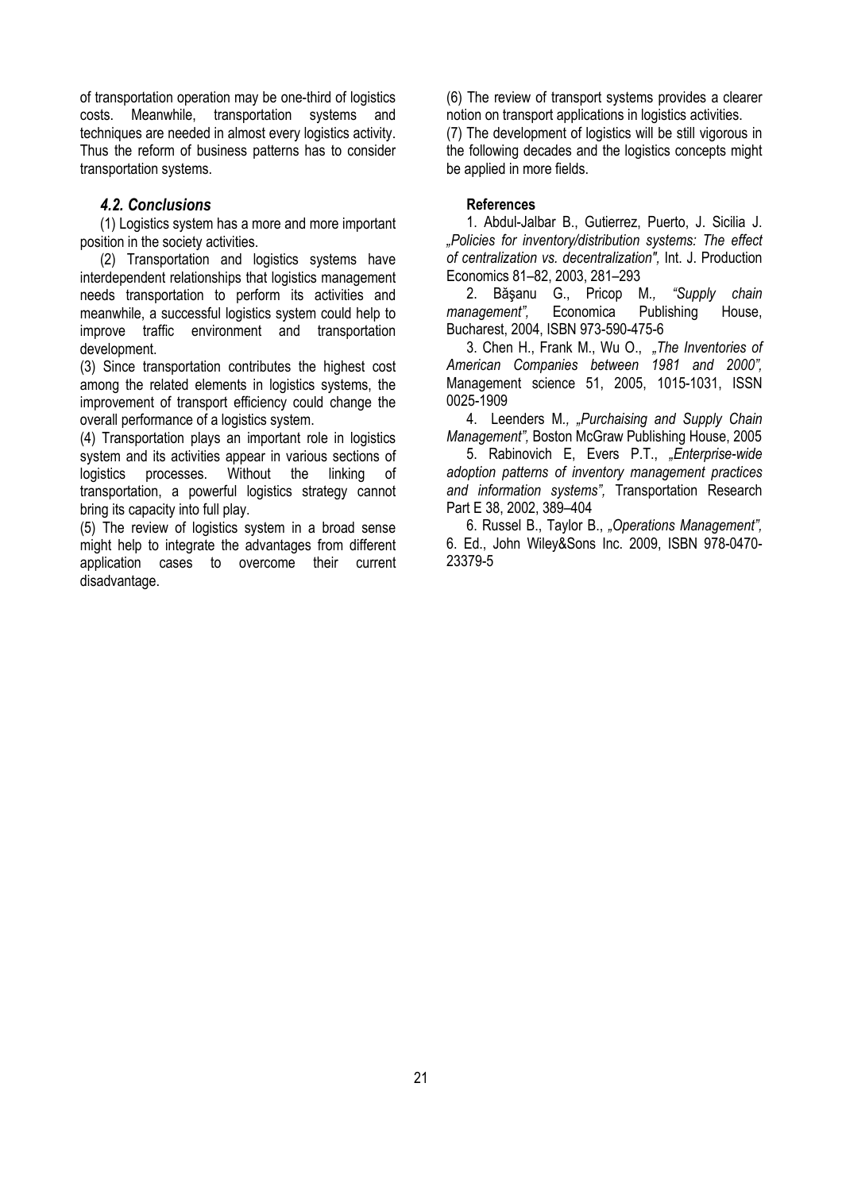of transportation operation may be one-third of logistics costs. Meanwhile, transportation systems and techniques are needed in almost every logistics activity. Thus the reform of business patterns has to consider transportation systems.

### *4.2. Conclusions*

(1) Logistics system has a more and more important position in the society activities.

(2) Transportation and logistics systems have interdependent relationships that logistics management needs transportation to perform its activities and meanwhile, a successful logistics system could help to improve traffic environment and transportation development.

(3) Since transportation contributes the highest cost among the related elements in logistics systems, the improvement of transport efficiency could change the overall performance of a logistics system.

(4) Transportation plays an important role in logistics system and its activities appear in various sections of logistics processes. Without the linking of transportation, a powerful logistics strategy cannot bring its capacity into full play.

(5) The review of logistics system in a broad sense might help to integrate the advantages from different application cases to overcome their current disadvantage.

(6) The review of transport systems provides a clearer notion on transport applications in logistics activities.

(7) The development of logistics will be still vigorous in the following decades and the logistics concepts might be applied in more fields.

**References**

1. Abdul-Jalbar B., Gutierrez, Puerto, J. Sicilia J. *„Policies for inventory/distribution systems: The effect of centralization vs. decentralization",* Int. J. Production Economics 81–82, 2003, 281–293

2. Băşanu G., Pricop M., *"Supply chain management",* Economica Publishing House, Bucharest, 2004, ISBN 973-590-475-6

3. Chen H., Frank M., Wu O., *„The Inventories of American Companies between 1981 and 2000",* Management science 51, 2005, 1015-1031, ISSN 0025-1909

4. Leenders M., *„Purchaising and Supply Chain Management",* Boston McGraw Publishing House, 2005

5. Rabinovich E, Evers P.T., *„Enterprise-wide adoption patterns of inventory management practices and information systems",* Transportation Research Part E 38, 2002, 389–404

6. Russel B., Taylor B., *„Operations Management",* 6. Ed., John Wiley&Sons Inc. 2009, ISBN 978-0470-23379-5